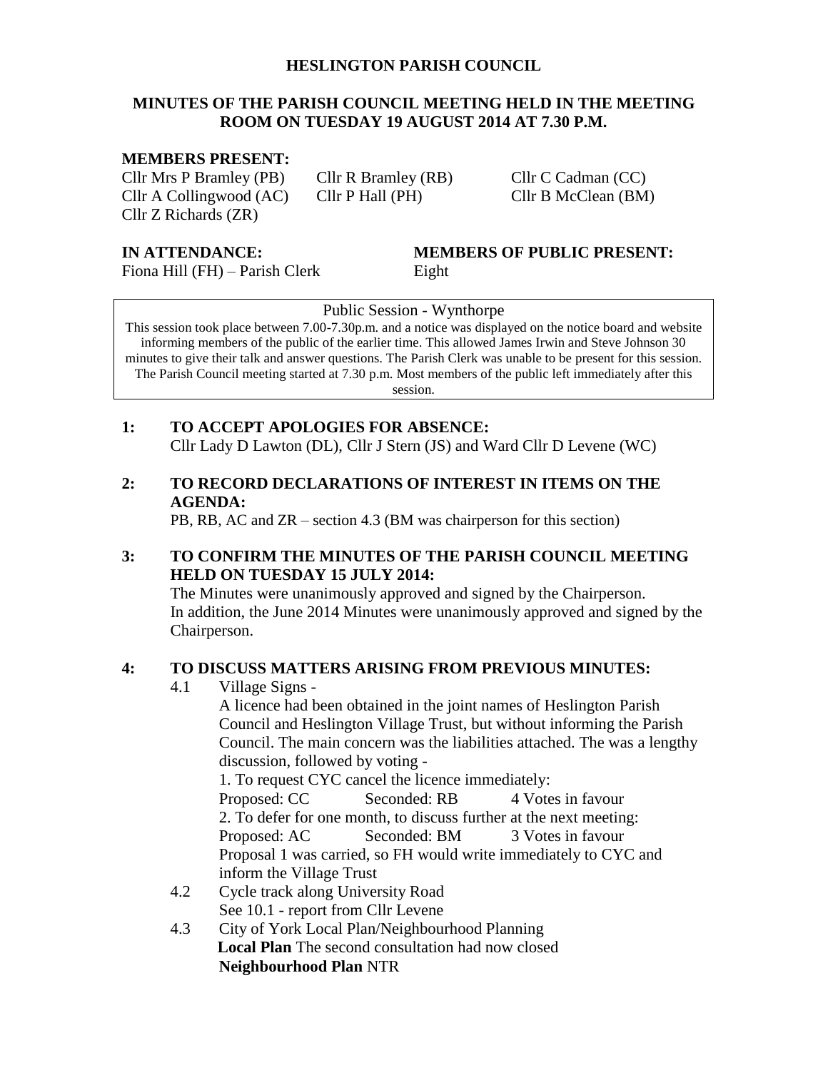# HESLINGTON PARISH COUNCIL

## MINUTES OF THE PARISH COUNCIL MEETING HELD IN THE MEETING ROOM ON TUESDAY 19 AUGUST 2014 AT 7.30 P.M.

**MEMBERS PRESENT:**

Cllr Mrs P Bramley (PB) Cllr R Bramley (RB) Cllr C Cadman (CC)
Cllr A Collingwood (AC) Cllr P Hall (PH) Cllr B McClean (BM)
Cllr Z Richards (ZR)

**IN ATTENDANCE:**
Fiona Hill (FH) – Parish Clerk

**MEMBERS OF PUBLIC PRESENT:**
Eight

> Public Session - Wynthorpe
>
> This session took place between 7.00-7.30p.m. and a notice was displayed on the notice board and website informing members of the public of the earlier time. This allowed James Irwin and Steve Johnson 30 minutes to give their talk and answer questions. The Parish Clerk was unable to be present for this session. The Parish Council meeting started at 7.30 p.m. Most members of the public left immediately after this session.

**1: TO ACCEPT APOLOGIES FOR ABSENCE:**

Cllr Lady D Lawton (DL), Cllr J Stern (JS) and Ward Cllr D Levene (WC)

**2: TO RECORD DECLARATIONS OF INTEREST IN ITEMS ON THE AGENDA:**

PB, RB, AC and ZR – section 4.3 (BM was chairperson for this section)

**3: TO CONFIRM THE MINUTES OF THE PARISH COUNCIL MEETING HELD ON TUESDAY 15 JULY 2014:**

The Minutes were unanimously approved and signed by the Chairperson.
In addition, the June 2014 Minutes were unanimously approved and signed by the Chairperson.

**4: TO DISCUSS MATTERS ARISING FROM PREVIOUS MINUTES:**

4.1 Village Signs -

A licence had been obtained in the joint names of Heslington Parish Council and Heslington Village Trust, but without informing the Parish Council. The main concern was the liabilities attached. The was a lengthy discussion, followed by voting -

1. To request CYC cancel the licence immediately:
Proposed: CC Seconded: RB 4 Votes in favour

2. To defer for one month, to discuss further at the next meeting:
Proposed: AC Seconded: BM 3 Votes in favour

Proposal 1 was carried, so FH would write immediately to CYC and inform the Village Trust

4.2 Cycle track along University Road

See 10.1 - report from Cllr Levene

4.3 City of York Local Plan/Neighbourhood Planning

**Local Plan** The second consultation had now closed

**Neighbourhood Plan** NTR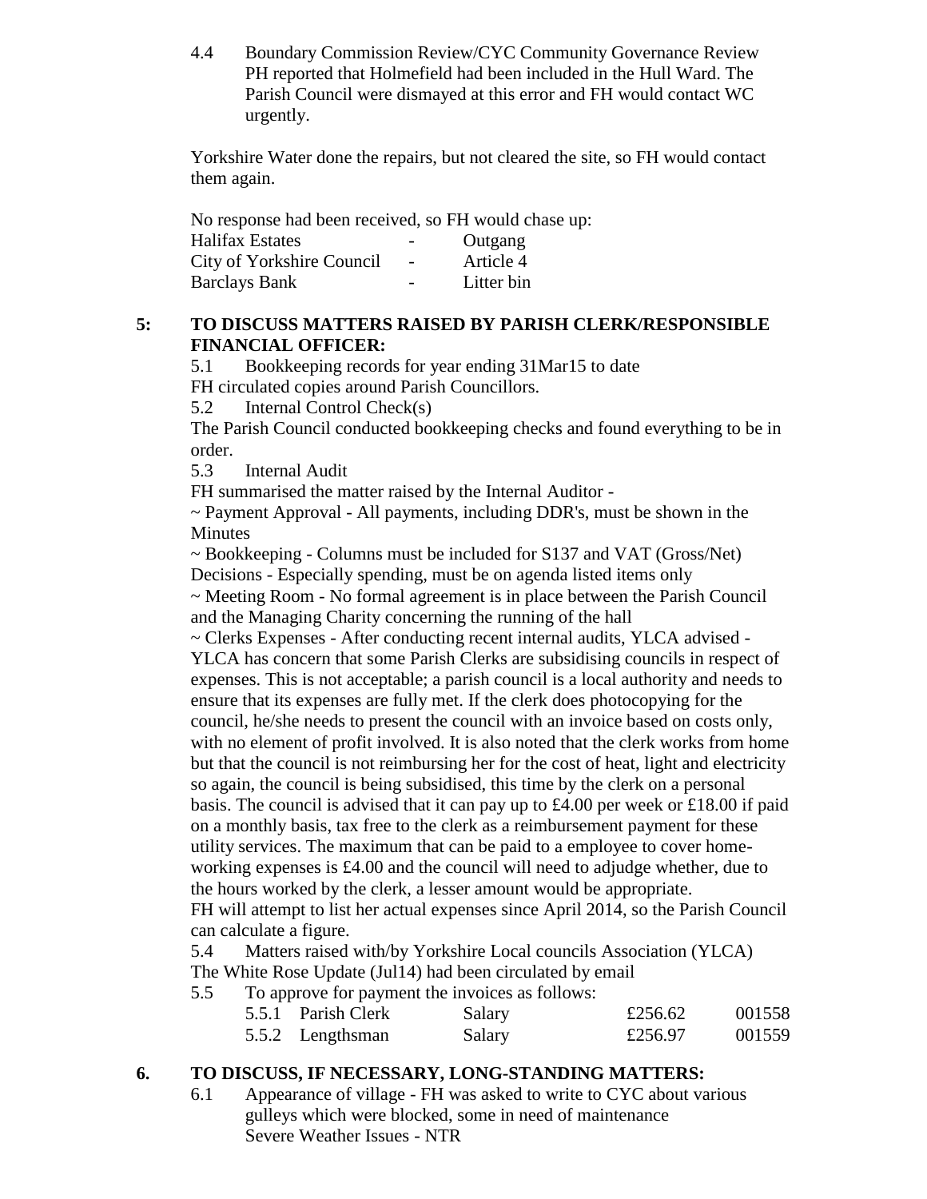4.4 Boundary Commission Review/CYC Community Governance Review
PH reported that Holmefield had been included in the Hull Ward. The Parish Council were dismayed at this error and FH would contact WC urgently.

Yorkshire Water done the repairs, but not cleared the site, so FH would contact them again.

No response had been received, so FH would chase up:

| | | |
|---|---|---|
| Halifax Estates | - | Outgang |
| City of Yorkshire Council | - | Article 4 |
| Barclays Bank | - | Litter bin |

## 5: TO DISCUSS MATTERS RAISED BY PARISH CLERK/RESPONSIBLE FINANCIAL OFFICER:

5.1 Bookkeeping records for year ending 31Mar15 to date
FH circulated copies around Parish Councillors.

5.2 Internal Control Check(s)
The Parish Council conducted bookkeeping checks and found everything to be in order.

5.3 Internal Audit
FH summarised the matter raised by the Internal Auditor -
~ Payment Approval - All payments, including DDR's, must be shown in the Minutes
~ Bookkeeping - Columns must be included for S137 and VAT (Gross/Net)
Decisions - Especially spending, must be on agenda listed items only
~ Meeting Room - No formal agreement is in place between the Parish Council and the Managing Charity concerning the running of the hall
~ Clerks Expenses - After conducting recent internal audits, YLCA advised - YLCA has concern that some Parish Clerks are subsidising councils in respect of expenses. This is not acceptable; a parish council is a local authority and needs to ensure that its expenses are fully met. If the clerk does photocopying for the council, he/she needs to present the council with an invoice based on costs only, with no element of profit involved. It is also noted that the clerk works from home but that the council is not reimbursing her for the cost of heat, light and electricity so again, the council is being subsidised, this time by the clerk on a personal basis. The council is advised that it can pay up to £4.00 per week or £18.00 if paid on a monthly basis, tax free to the clerk as a reimbursement payment for these utility services. The maximum that can be paid to a employee to cover home-working expenses is £4.00 and the council will need to adjudge whether, due to the hours worked by the clerk, a lesser amount would be appropriate.
FH will attempt to list her actual expenses since April 2014, so the Parish Council can calculate a figure.

5.4 Matters raised with/by Yorkshire Local councils Association (YLCA)
The White Rose Update (Jul14) had been circulated by email

5.5 To approve for payment the invoices as follows:

| | | | | |
|---|---|---|---|---|
| 5.5.1 | Parish Clerk | Salary | £256.62 | 001558 |
| 5.5.2 | Lengthsman | Salary | £256.97 | 001559 |

## 6. TO DISCUSS, IF NECESSARY, LONG-STANDING MATTERS:

6.1 Appearance of village - FH was asked to write to CYC about various gulleys which were blocked, some in need of maintenance
Severe Weather Issues - NTR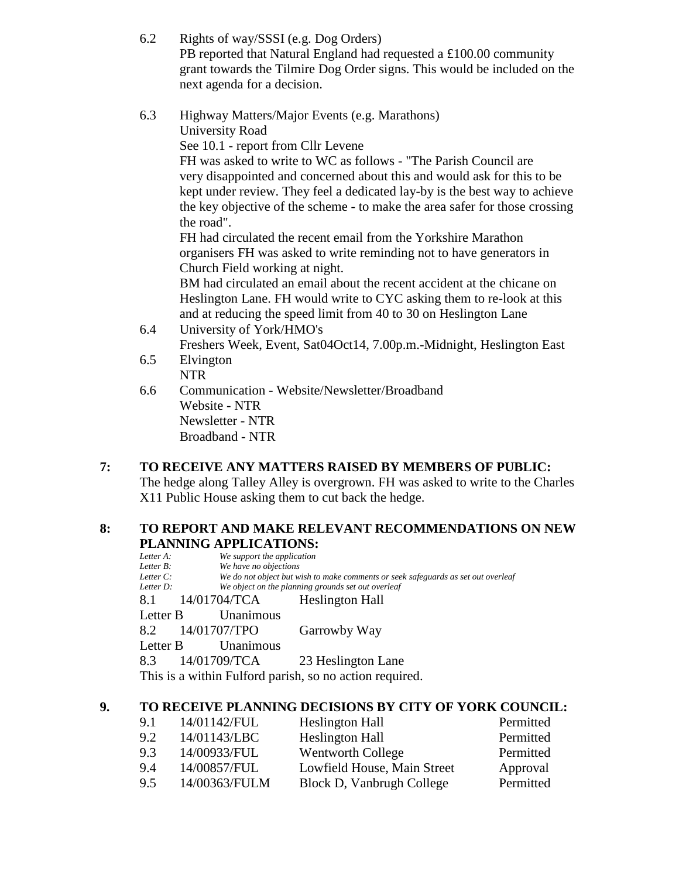6.2 Rights of way/SSSI (e.g. Dog Orders)
PB reported that Natural England had requested a £100.00 community grant towards the Tilmire Dog Order signs. This would be included on the next agenda for a decision.

6.3 Highway Matters/Major Events (e.g. Marathons)
University Road
See 10.1 - report from Cllr Levene
FH was asked to write to WC as follows - "The Parish Council are very disappointed and concerned about this and would ask for this to be kept under review. They feel a dedicated lay-by is the best way to achieve the key objective of the scheme - to make the area safer for those crossing the road".
FH had circulated the recent email from the Yorkshire Marathon organisers FH was asked to write reminding not to have generators in Church Field working at night.
BM had circulated an email about the recent accident at the chicane on Heslington Lane. FH would write to CYC asking them to re-look at this and at reducing the speed limit from 40 to 30 on Heslington Lane

6.4 University of York/HMO's
Freshers Week, Event, Sat04Oct14, 7.00p.m.-Midnight, Heslington East

6.5 Elvington
NTR

6.6 Communication - Website/Newsletter/Broadband
Website - NTR
Newsletter - NTR
Broadband - NTR

**7: TO RECEIVE ANY MATTERS RAISED BY MEMBERS OF PUBLIC:**

The hedge along Talley Alley is overgrown. FH was asked to write to the Charles X11 Public House asking them to cut back the hedge.

**8: TO REPORT AND MAKE RELEVANT RECOMMENDATIONS ON NEW PLANNING APPLICATIONS:**

*Letter A: We support the application*
*Letter B: We have no objections*
*Letter C: We do not object but wish to make comments or seek safeguards as set out overleaf*
*Letter D: We object on the planning grounds set out overleaf*

8.1 14/01704/TCA Heslington Hall
Letter B Unanimous

8.2 14/01707/TPO Garrowby Way
Letter B Unanimous

8.3 14/01709/TCA 23 Heslington Lane
This is a within Fulford parish, so no action required.

**9. TO RECEIVE PLANNING DECISIONS BY CITY OF YORK COUNCIL:**

| | | | |
|---|---|---|---|
| 9.1 | 14/01142/FUL | Heslington Hall | Permitted |
| 9.2 | 14/01143/LBC | Heslington Hall | Permitted |
| 9.3 | 14/00933/FUL | Wentworth College | Permitted |
| 9.4 | 14/00857/FUL | Lowfield House, Main Street | Approval |
| 9.5 | 14/00363/FULM | Block D, Vanbrugh College | Permitted |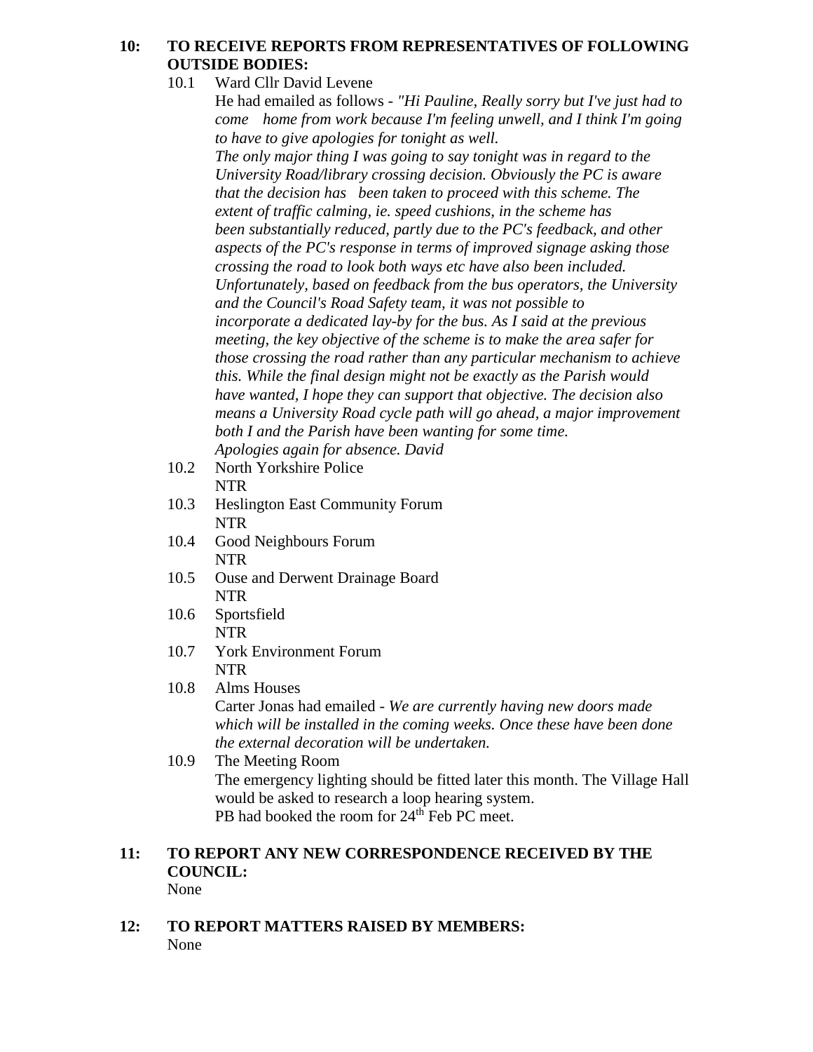**10: TO RECEIVE REPORTS FROM REPRESENTATIVES OF FOLLOWING OUTSIDE BODIES:**

10.1 Ward Cllr David Levene

He had emailed as follows - *"Hi Pauline, Really sorry but I've just had to come home from work because I'm feeling unwell, and I think I'm going to have to give apologies for tonight as well.*
*The only major thing I was going to say tonight was in regard to the University Road/library crossing decision. Obviously the PC is aware that the decision has been taken to proceed with this scheme. The extent of traffic calming, ie. speed cushions, in the scheme has been substantially reduced, partly due to the PC's feedback, and other aspects of the PC's response in terms of improved signage asking those crossing the road to look both ways etc have also been included. Unfortunately, based on feedback from the bus operators, the University and the Council's Road Safety team, it was not possible to incorporate a dedicated lay-by for the bus. As I said at the previous meeting, the key objective of the scheme is to make the area safer for those crossing the road rather than any particular mechanism to achieve this. While the final design might not be exactly as the Parish would have wanted, I hope they can support that objective. The decision also means a University Road cycle path will go ahead, a major improvement both I and the Parish have been wanting for some time.*
*Apologies again for absence. David*

10.2 North Yorkshire Police
NTR

10.3 Heslington East Community Forum
NTR

10.4 Good Neighbours Forum
NTR

10.5 Ouse and Derwent Drainage Board
NTR

10.6 Sportsfield
NTR

10.7 York Environment Forum
NTR

10.8 Alms Houses
Carter Jonas had emailed - *We are currently having new doors made which will be installed in the coming weeks. Once these have been done the external decoration will be undertaken.*

10.9 The Meeting Room
The emergency lighting should be fitted later this month. The Village Hall would be asked to research a loop hearing system.
PB had booked the room for 24th Feb PC meet.

**11: TO REPORT ANY NEW CORRESPONDENCE RECEIVED BY THE COUNCIL:**
None

**12: TO REPORT MATTERS RAISED BY MEMBERS:**
None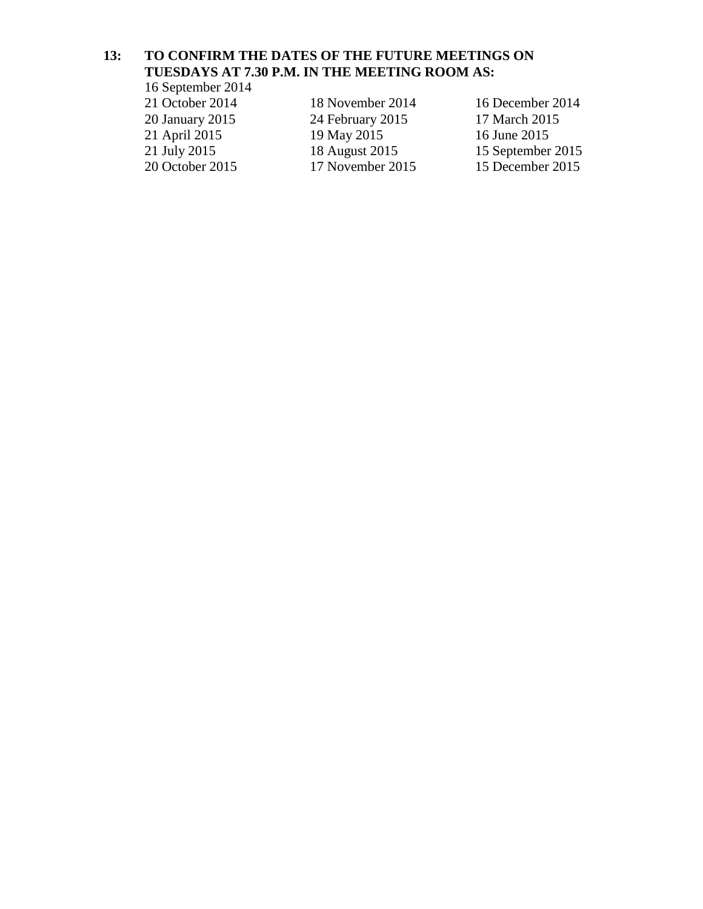**13: TO CONFIRM THE DATES OF THE FUTURE MEETINGS ON TUESDAYS AT 7.30 P.M. IN THE MEETING ROOM AS:**

16 September 2014

| | | |
|---|---|---|
| 21 October 2014 | 18 November 2014 | 16 December 2014 |
| 20 January 2015 | 24 February 2015 | 17 March 2015 |
| 21 April 2015 | 19 May 2015 | 16 June 2015 |
| 21 July 2015 | 18 August 2015 | 15 September 2015 |
| 20 October 2015 | 17 November 2015 | 15 December 2015 |